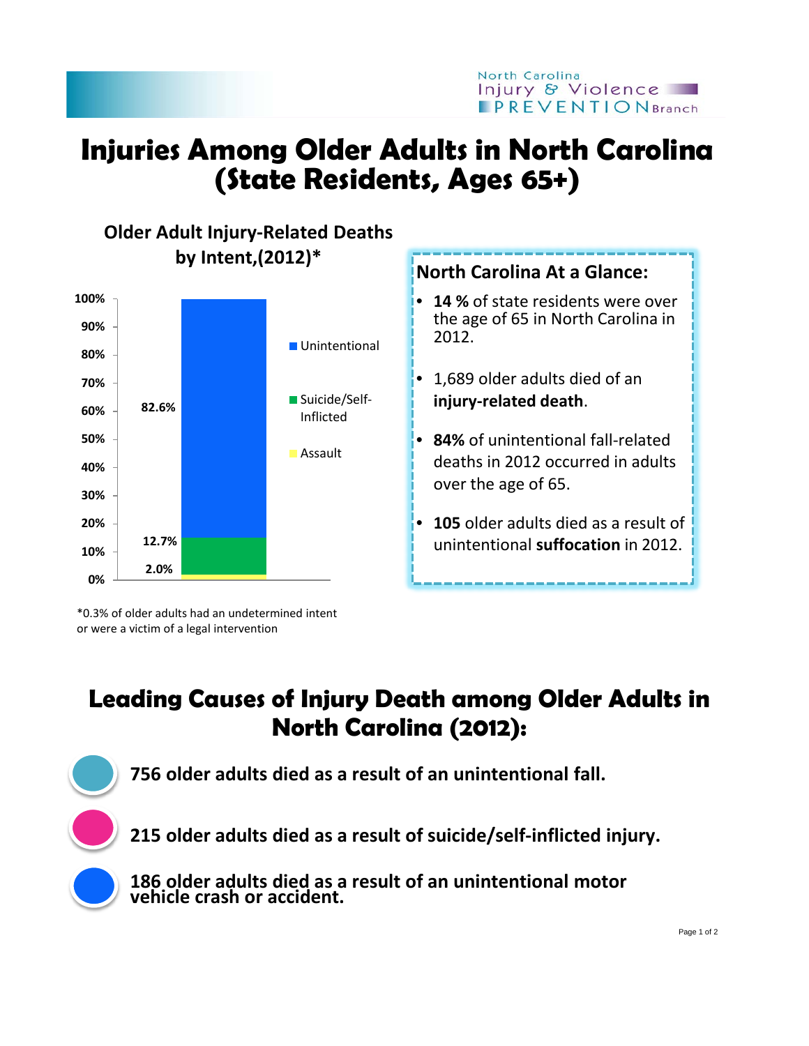North Carolina Injury & Violence PREVENTION Branch

# Injuries Among Older Adults in North Carolina (State Residents, Ages 65+)

## Older Adult Injury-Related Deaths by Intent,(2012)*

| Intent | Percent |
|---|---|
| Unintentional | 82.6% |
| Suicide/Self-Inflicted | 12.7% |
| Assault | 2.0% |

*0.3% of older adults had an undetermined intent or were a victim of a legal intervention

## North Carolina At a Glance:

- **14 %** of state residents were over the age of 65 in North Carolina in 2012.
- 1,689 older adults died of an **injury-related death**.
- **84%** of unintentional fall-related deaths in 2012 occurred in adults over the age of 65.
- **105** older adults died as a result of unintentional **suffocation** in 2012.

# Leading Causes of Injury Death among Older Adults in North Carolina (2012):

- **756 older adults died as a result of an unintentional fall.**
- **215 older adults died as a result of suicide/self-inflicted injury.**
- **186 older adults died as a result of an unintentional motor vehicle crash or accident.**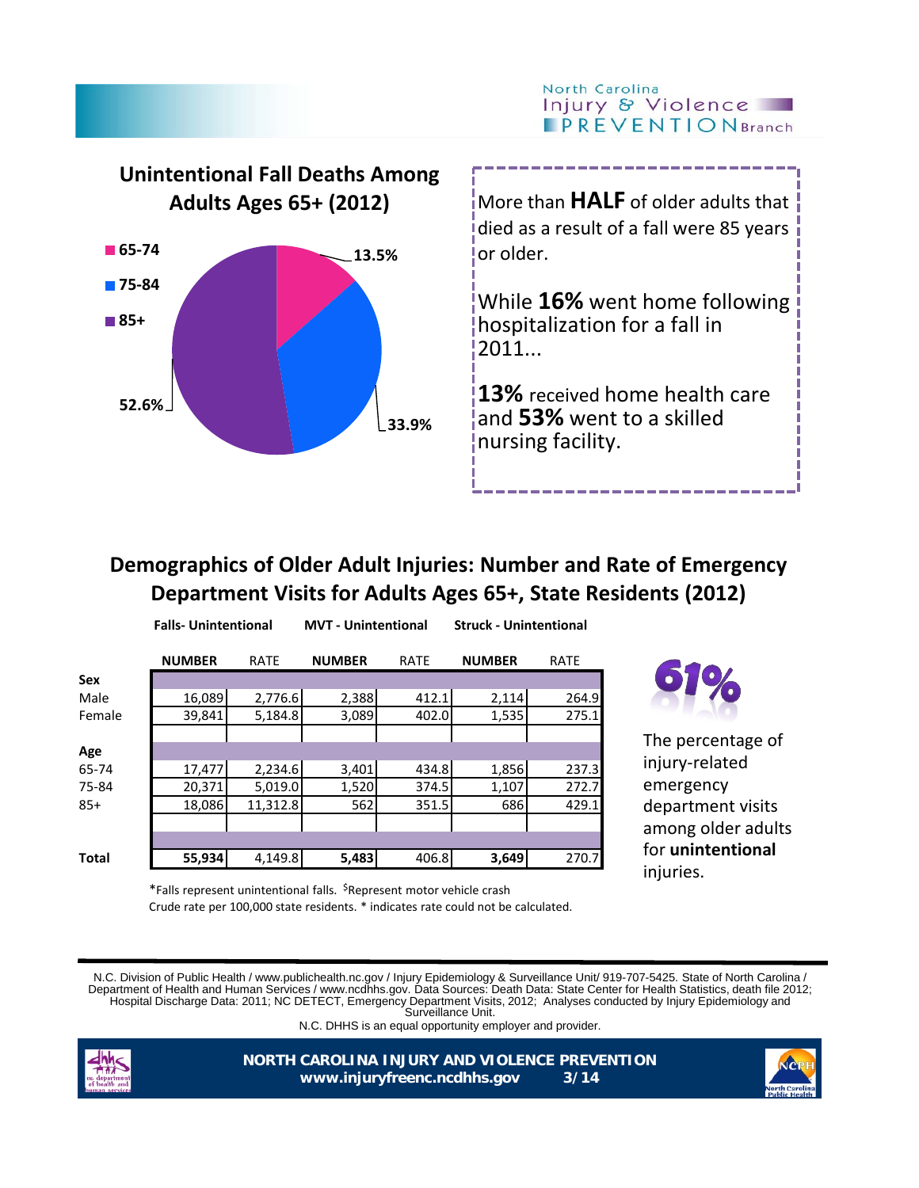## Unintentional Fall Deaths Among Adults Ages 65+ (2012)

65-74
75-84
85+
13.5%
33.9%
52.6%

More than **HALF** of older adults that died as a result of a fall were 85 years or older.

While **16%** went home following hospitalization for a fall in 2011...

**13%** received home health care and **53%** went to a skilled nursing facility.

## Demographics of Older Adult Injuries: Number and Rate of Emergency Department Visits for Adults Ages 65+, State Residents (2012)

| | Falls- Unintentional | | MVT - Unintentional | | Struck - Unintentional | |
|---|---|---|---|---|---|---|
| | **NUMBER** | RATE | **NUMBER** | RATE | **NUMBER** | RATE |
| **Sex** | | | | | | |
| Male | 16,089 | 2,776.6 | 2,388 | 412.1 | 2,114 | 264.9 |
| Female | 39,841 | 5,184.8 | 3,089 | 402.0 | 1,535 | 275.1 |
| **Age** | | | | | | |
| 65-74 | 17,477 | 2,234.6 | 3,401 | 434.8 | 1,856 | 237.3 |
| 75-84 | 20,371 | 5,019.0 | 1,520 | 374.5 | 1,107 | 272.7 |
| 85+ | 18,086 | 11,312.8 | 562 | 351.5 | 686 | 429.1 |
| **Total** | **55,934** | 4,149.8 | **5,483** | 406.8 | **3,649** | 270.7 |

*Falls represent unintentional falls. $Represent motor vehicle crash
Crude rate per 100,000 state residents. * indicates rate could not be calculated.

61%

The percentage of injury-related emergency department visits among older adults for **unintentional** injuries.

N.C. Division of Public Health / www.publichealth.nc.gov / Injury Epidemiology & Surveillance Unit/ 919-707-5425. State of North Carolina / Department of Health and Human Services / www.ncdhhs.gov. Data Sources: Death Data: State Center for Health Statistics, death file 2012; Hospital Discharge Data: 2011; NC DETECT, Emergency Department Visits, 2012; Analyses conducted by Injury Epidemiology and Surveillance Unit.

N.C. DHHS is an equal opportunity employer and provider.

**NORTH CAROLINA INJURY AND VIOLENCE PREVENTION**
**www.injuryfreenc.ncdhhs.gov 3/14**